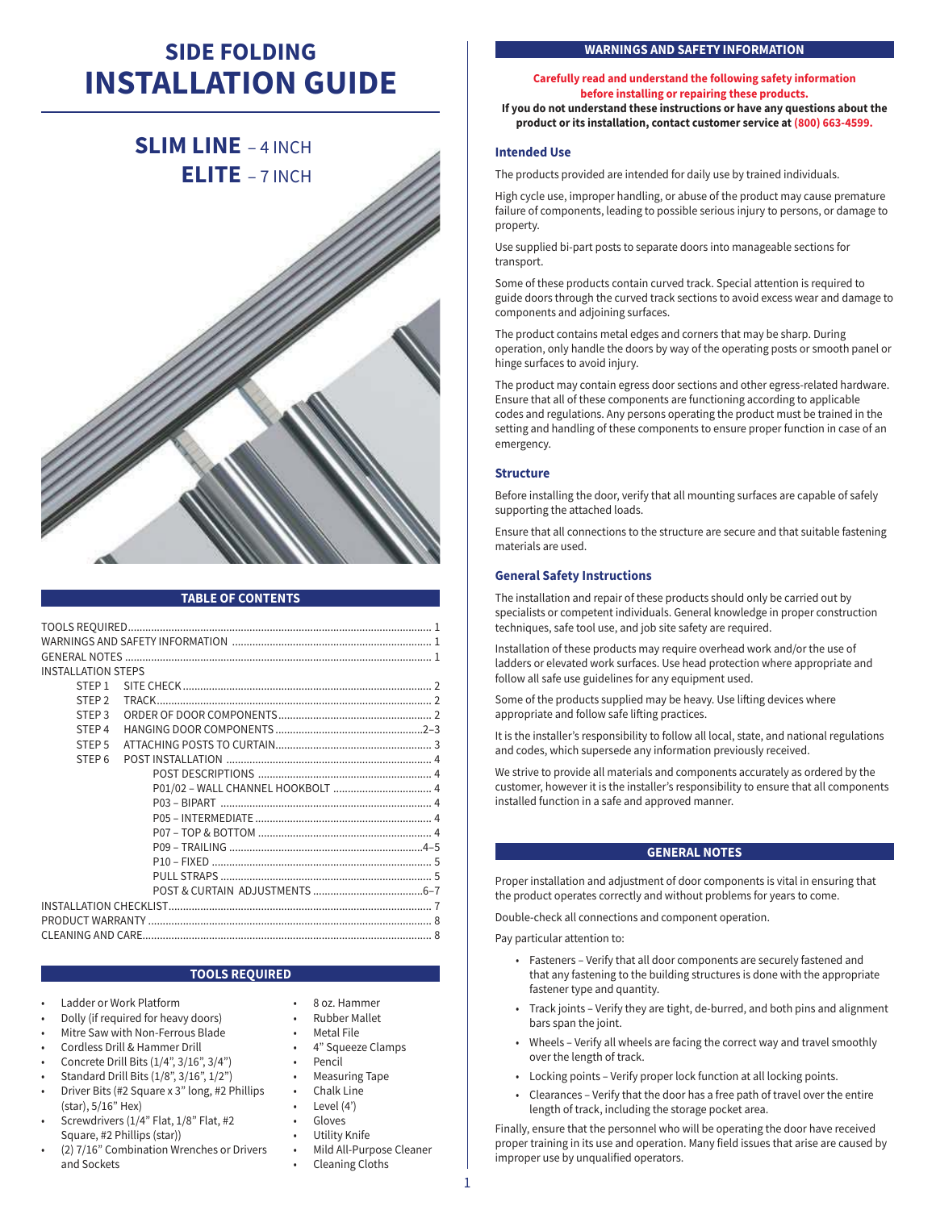# SIDE FOLDING INSTALLATION GUIDE

## SLIM LINE – 4 INCH
## ELITE – 7 INCH

## TABLE OF CONTENTS

| | | |
|---|---|---|
| TOOLS REQUIRED | | 1 |
| WARNINGS AND SAFETY INFORMATION | | 1 |
| GENERAL NOTES | | 1 |
| INSTALLATION STEPS | | |
| STEP 1 | SITE CHECK | 2 |
| STEP 2 | TRACK | 2 |
| STEP 3 | ORDER OF DOOR COMPONENTS | 2 |
| STEP 4 | HANGING DOOR COMPONENTS | 2–3 |
| STEP 5 | ATTACHING POSTS TO CURTAIN | 3 |
| STEP 6 | POST INSTALLATION | 4 |
| | POST DESCRIPTIONS | 4 |
| | P01/02 – WALL CHANNEL HOOKBOLT | 4 |
| | P03 – BIPART | 4 |
| | P05 – INTERMEDIATE | 4 |
| | P07 – TOP & BOTTOM | 4 |
| | P09 – TRAILING | 4–5 |
| | P10 – FIXED | 5 |
| | PULL STRAPS | 5 |
| | POST & CURTAIN ADJUSTMENTS | 6–7 |
| INSTALLATION CHECKLIST | | 7 |
| PRODUCT WARRANTY | | 8 |
| CLEANING AND CARE | | 8 |

## TOOLS REQUIRED

- Ladder or Work Platform
- Dolly (if required for heavy doors)
- Mitre Saw with Non-Ferrous Blade
- Cordless Drill & Hammer Drill
- Concrete Drill Bits (1/4", 3/16", 3/4")
- Standard Drill Bits (1/8", 3/16", 1/2")
- Driver Bits (#2 Square x 3" long, #2 Phillips (star), 5/16" Hex)
- Screwdrivers (1/4" Flat, 1/8" Flat, #2 Square, #2 Phillips (star))
- (2) 7/16" Combination Wrenches or Drivers and Sockets
- 8 oz. Hammer
- Rubber Mallet
- Metal File
- 4" Squeeze Clamps
- Pencil
- Measuring Tape
- Chalk Line
- Level (4')
- Gloves
- Utility Knife
- Mild All-Purpose Cleaner
- Cleaning Cloths

## WARNINGS AND SAFETY INFORMATION

**Carefully read and understand the following safety information before installing or repairing these products.**

**If you do not understand these instructions or have any questions about the product or its installation, contact customer service at (800) 663-4599.**

### Intended Use

The products provided are intended for daily use by trained individuals.

High cycle use, improper handling, or abuse of the product may cause premature failure of components, leading to possible serious injury to persons, or damage to property.

Use supplied bi-part posts to separate doors into manageable sections for transport.

Some of these products contain curved track. Special attention is required to guide doors through the curved track sections to avoid excess wear and damage to components and adjoining surfaces.

The product contains metal edges and corners that may be sharp. During operation, only handle the doors by way of the operating posts or smooth panel or hinge surfaces to avoid injury.

The product may contain egress door sections and other egress-related hardware. Ensure that all of these components are functioning according to applicable codes and regulations. Any persons operating the product must be trained in the setting and handling of these components to ensure proper function in case of an emergency.

### Structure

Before installing the door, verify that all mounting surfaces are capable of safely supporting the attached loads.

Ensure that all connections to the structure are secure and that suitable fastening materials are used.

### General Safety Instructions

The installation and repair of these products should only be carried out by specialists or competent individuals. General knowledge in proper construction techniques, safe tool use, and job site safety are required.

Installation of these products may require overhead work and/or the use of ladders or elevated work surfaces. Use head protection where appropriate and follow all safe use guidelines for any equipment used.

Some of the products supplied may be heavy. Use lifting devices where appropriate and follow safe lifting practices.

It is the installer's responsibility to follow all local, state, and national regulations and codes, which supersede any information previously received.

We strive to provide all materials and components accurately as ordered by the customer, however it is the installer's responsibility to ensure that all components installed function in a safe and approved manner.

## GENERAL NOTES

Proper installation and adjustment of door components is vital in ensuring that the product operates correctly and without problems for years to come.

Double-check all connections and component operation.

Pay particular attention to:

- Fasteners – Verify that all door components are securely fastened and that any fastening to the building structures is done with the appropriate fastener type and quantity.
- Track joints – Verify they are tight, de-burred, and both pins and alignment bars span the joint.
- Wheels – Verify all wheels are facing the correct way and travel smoothly over the length of track.
- Locking points – Verify proper lock function at all locking points.
- Clearances – Verify that the door has a free path of travel over the entire length of track, including the storage pocket area.

Finally, ensure that the personnel who will be operating the door have received proper training in its use and operation. Many field issues that arise are caused by improper use by unqualified operators.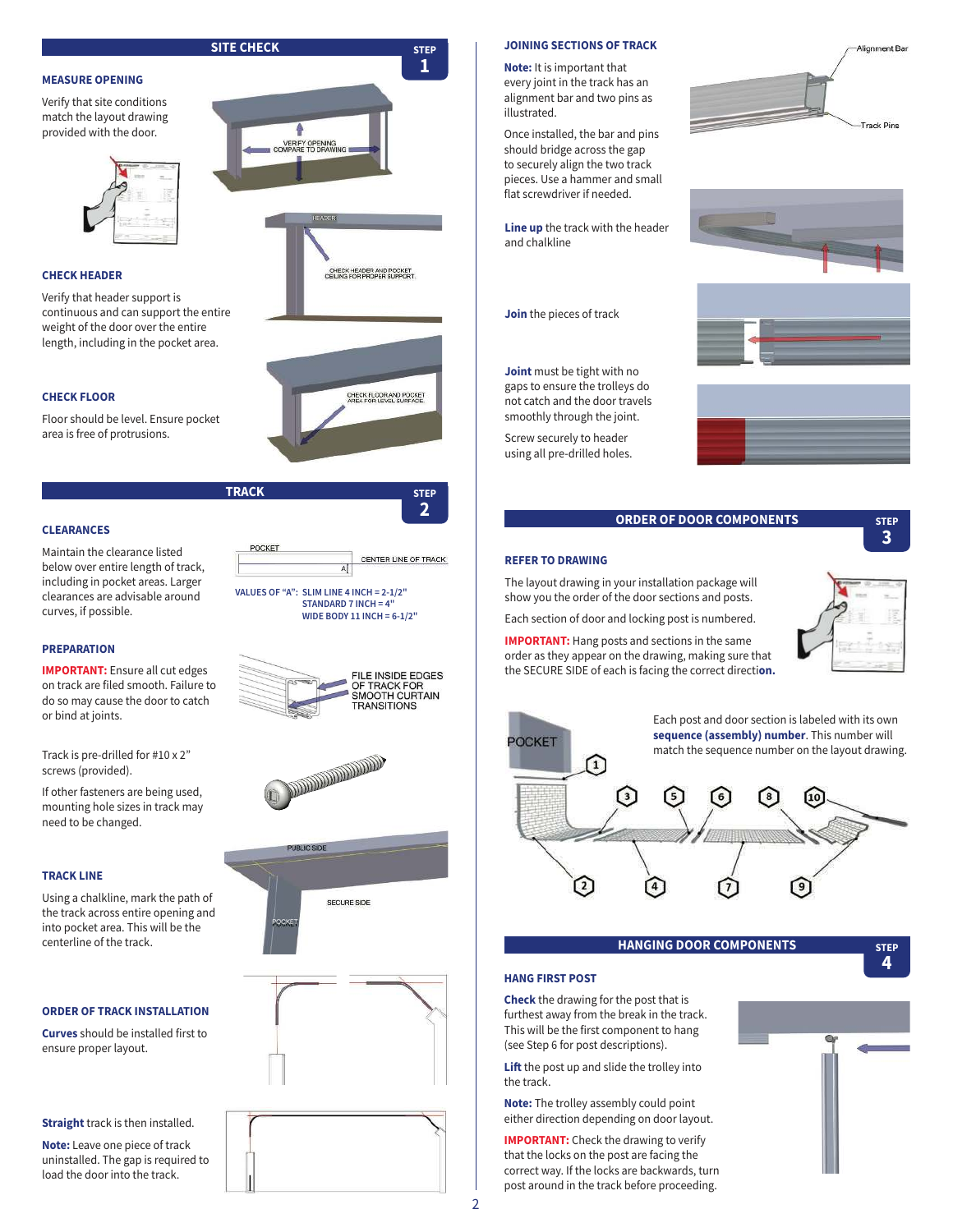## SITE CHECK — STEP 1

### MEASURE OPENING

Verify that site conditions match the layout drawing provided with the door.

VERIFY OPENING COMPARE TO DRAWING

### CHECK HEADER

Verify that header support is continuous and can support the entire weight of the door over the entire length, including in the pocket area.

HEADER

CHECK HEADER AND POCKET CEILING FOR PROPER SUPPORT.

### CHECK FLOOR

Floor should be level. Ensure pocket area is free of protrusions.

CHECK FLOOR AND POCKET AREA FOR LEVEL SURFACE.

## TRACK — STEP 2

### CLEARANCES

Maintain the clearance listed below over entire length of track, including in pocket areas. Larger clearances are advisable around curves, if possible.

POCKET

CENTER LINE OF TRACK

A

VALUES OF "A": SLIM LINE 4 INCH = 2-1/2"
STANDARD 7 INCH = 4"
WIDE BODY 11 INCH = 6-1/2"

### PREPARATION

**IMPORTANT:** Ensure all cut edges on track are filed smooth. Failure to do so may cause the door to catch or bind at joints.

FILE INSIDE EDGES OF TRACK FOR SMOOTH CURTAIN TRANSITIONS

Track is pre-drilled for #10 x 2" screws (provided).

If other fasteners are being used, mounting hole sizes in track may need to be changed.

### TRACK LINE

Using a chalkline, mark the path of the track across entire opening and into pocket area. This will be the centerline of the track.

PUBLIC SIDE

SECURE SIDE

POCKET

### ORDER OF TRACK INSTALLATION

**Curves** should be installed first to ensure proper layout.

**Straight** track is then installed.

**Note:** Leave one piece of track uninstalled. The gap is required to load the door into the track.

### JOINING SECTIONS OF TRACK

**Note:** It is important that every joint in the track has an alignment bar and two pins as illustrated.

Alignment Bar

Track Pins

Once installed, the bar and pins should bridge across the gap to securely align the two track pieces. Use a hammer and small flat screwdriver if needed.

**Line up** the track with the header and chalkline

**Join** the pieces of track

**Joint** must be tight with no gaps to ensure the trolleys do not catch and the door travels smoothly through the joint.

Screw securely to header using all pre-drilled holes.

## ORDER OF DOOR COMPONENTS — STEP 3

### REFER TO DRAWING

The layout drawing in your installation package will show you the order of the door sections and posts.

Each section of door and locking post is numbered.

**IMPORTANT:** Hang posts and sections in the same order as they appear on the drawing, making sure that the SECURE SIDE of each is facing the correct direction.

Each post and door section is labeled with its own **sequence (assembly) number**. This number will match the sequence number on the layout drawing.

POCKET

1 2 3 4 5 6 7 8 9 10

## HANGING DOOR COMPONENTS — STEP 4

### HANG FIRST POST

**Check** the drawing for the post that is furthest away from the break in the track. This will be the first component to hang (see Step 6 for post descriptions).

**Lift** the post up and slide the trolley into the track.

**Note:** The trolley assembly could point either direction depending on door layout.

**IMPORTANT:** Check the drawing to verify that the locks on the post are facing the correct way. If the locks are backwards, turn post around in the track before proceeding.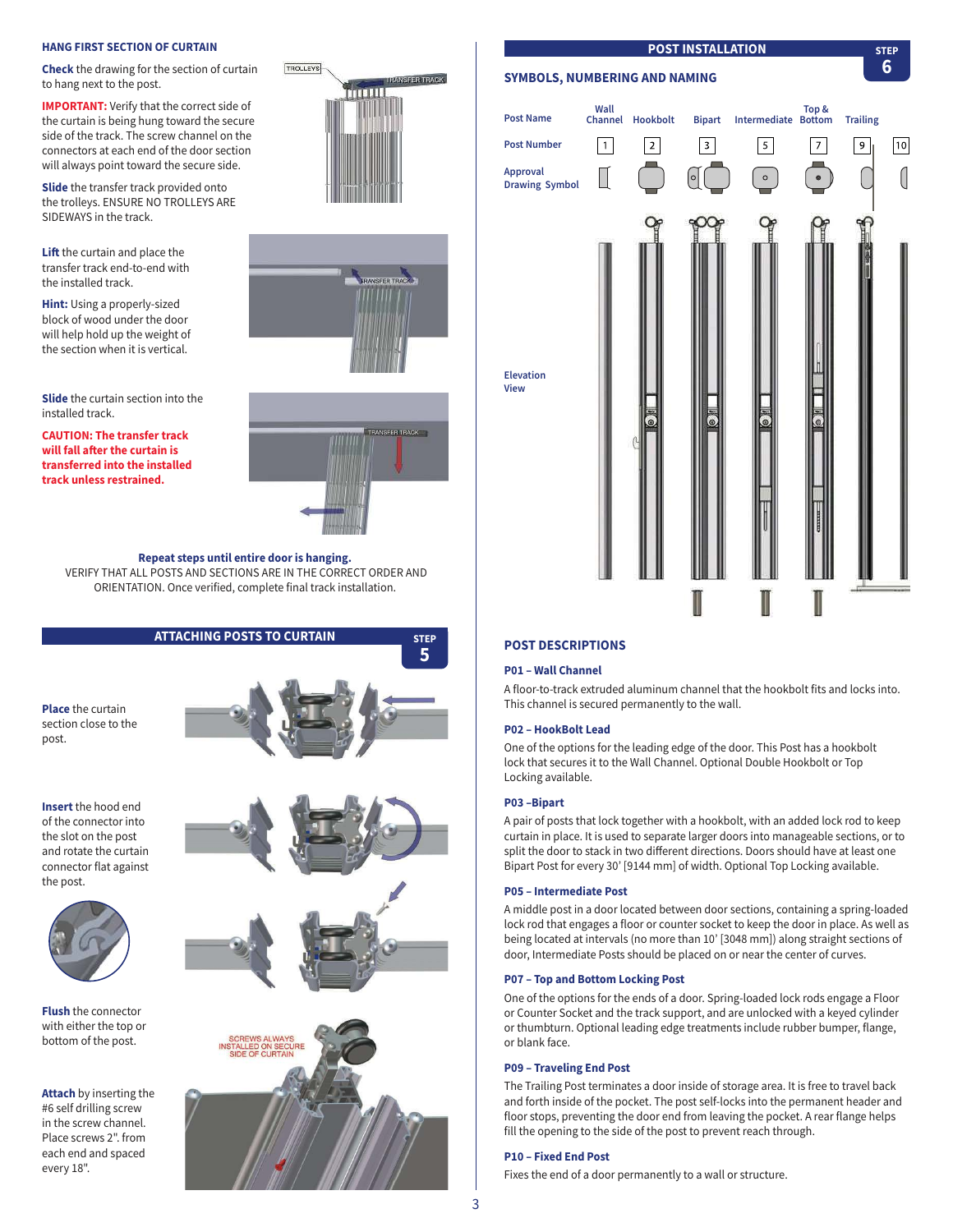## HANG FIRST SECTION OF CURTAIN

**Check** the drawing for the section of curtain to hang next to the post.

**IMPORTANT:** Verify that the correct side of the curtain is being hung toward the secure side of the track. The screw channel on the connectors at each end of the door section will always point toward the secure side.

**Slide** the transfer track provided onto the trolleys. ENSURE NO TROLLEYS ARE SIDEWAYS in the track.

**Lift** the curtain and place the transfer track end-to-end with the installed track.

**Hint:** Using a properly-sized block of wood under the door will help hold up the weight of the section when it is vertical.

**Slide** the curtain section into the installed track.

**CAUTION: The transfer track will fall after the curtain is transferred into the installed track unless restrained.**

**Repeat steps until entire door is hanging.**
VERIFY THAT ALL POSTS AND SECTIONS ARE IN THE CORRECT ORDER AND ORIENTATION. Once verified, complete final track installation.

## ATTACHING POSTS TO CURTAIN — STEP 5

**Place** the curtain section close to the post.

**Insert** the hood end of the connector into the slot on the post and rotate the curtain connector flat against the post.

**Flush** the connector with either the top or bottom of the post.

**Attach** by inserting the #6 self drilling screw in the screw channel. Place screws 2". from each end and spaced every 18".

SCREWS ALWAYS INSTALLED ON SECURE SIDE OF CURTAIN

## POST INSTALLATION — STEP 6

### SYMBOLS, NUMBERING AND NAMING

| Post Name | Wall Channel | Hookbolt | Bipart | Intermediate | Top & Bottom | Trailing | |
|---|---|---|---|---|---|---|---|
| Post Number | 1 | 2 | 3 | 5 | 7 | 9 | 10 |
| Approval Drawing Symbol | | | | | | | |
| Elevation View | | | | | | | |

## POST DESCRIPTIONS

**P01 – Wall Channel**

A floor-to-track extruded aluminum channel that the hookbolt fits and locks into. This channel is secured permanently to the wall.

**P02 – HookBolt Lead**

One of the options for the leading edge of the door. This Post has a hookbolt lock that secures it to the Wall Channel. Optional Double Hookbolt or Top Locking available.

**P03 –Bipart**

A pair of posts that lock together with a hookbolt, with an added lock rod to keep curtain in place. It is used to separate larger doors into manageable sections, or to split the door to stack in two different directions. Doors should have at least one Bipart Post for every 30' [9144 mm] of width. Optional Top Locking available.

**P05 – Intermediate Post**

A middle post in a door located between door sections, containing a spring-loaded lock rod that engages a floor or counter socket to keep the door in place. As well as being located at intervals (no more than 10' [3048 mm]) along straight sections of door, Intermediate Posts should be placed on or near the center of curves.

**P07 – Top and Bottom Locking Post**

One of the options for the ends of a door. Spring-loaded lock rods engage a Floor or Counter Socket and the track support, and are unlocked with a keyed cylinder or thumbturn. Optional leading edge treatments include rubber bumper, flange, or blank face.

**P09 – Traveling End Post**

The Trailing Post terminates a door inside of storage area. It is free to travel back and forth inside of the pocket. The post self-locks into the permanent header and floor stops, preventing the door end from leaving the pocket. A rear flange helps fill the opening to the side of the post to prevent reach through.

**P10 – Fixed End Post**

Fixes the end of a door permanently to a wall or structure.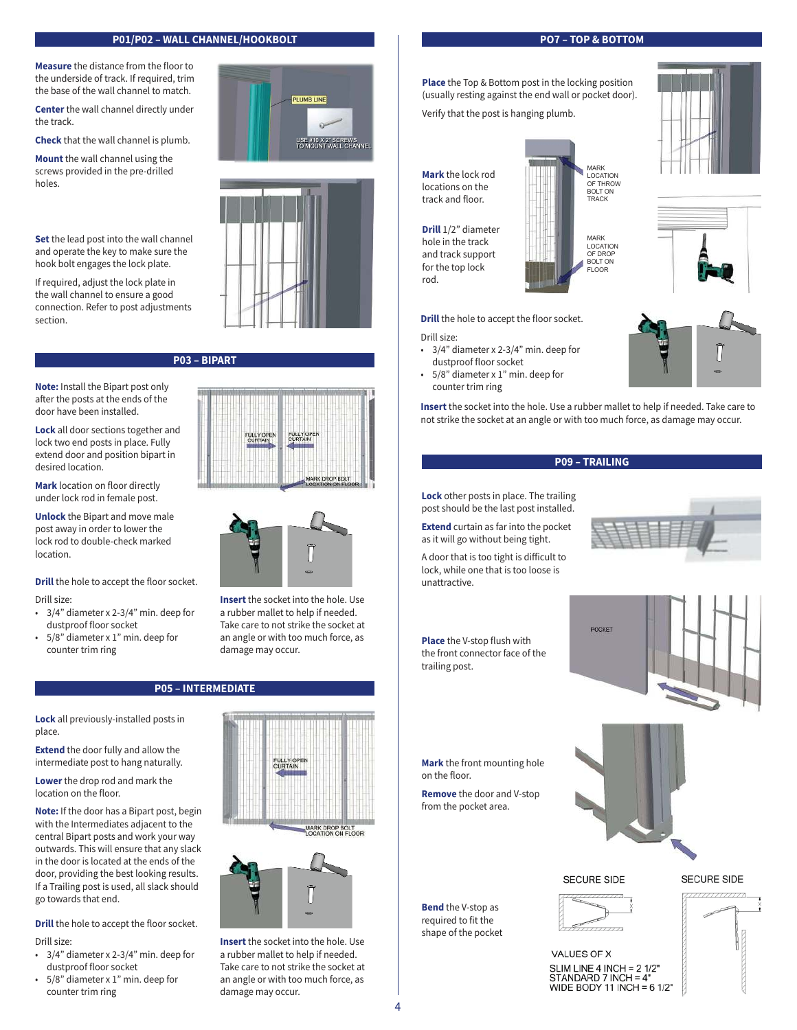## P01/P02 – WALL CHANNEL/HOOKBOLT

**Measure** the distance from the floor to the underside of track. If required, trim the base of the wall channel to match.

**Center** the wall channel directly under the track.

**Check** that the wall channel is plumb.

**Mount** the wall channel using the screws provided in the pre-drilled holes.

PLUMB LINE

USE #10 X 2" SCREWS TO MOUNT WALL CHANNEL

**Set** the lead post into the wall channel and operate the key to make sure the hook bolt engages the lock plate.

If required, adjust the lock plate in the wall channel to ensure a good connection. Refer to post adjustments section.

## P03 – BIPART

**Note:** Install the Bipart post only after the posts at the ends of the door have been installed.

**Lock** all door sections together and lock two end posts in place. Fully extend door and position bipart in desired location.

**Mark** location on floor directly under lock rod in female post.

**Unlock** the Bipart and move male post away in order to lower the lock rod to double-check marked location.

FULLY OPEN CURTAIN

FULLY OPEN CURTAIN

MARK DROP BOLT LOCATION ON FLOOR

**Drill** the hole to accept the floor socket.

Drill size:

- 3/4" diameter x 2-3/4" min. deep for dustproof floor socket
- 5/8" diameter x 1" min. deep for counter trim ring

**Insert** the socket into the hole. Use a rubber mallet to help if needed. Take care to not strike the socket at an angle or with too much force, as damage may occur.

## P05 – INTERMEDIATE

**Lock** all previously-installed posts in place.

**Extend** the door fully and allow the intermediate post to hang naturally.

**Lower** the drop rod and mark the location on the floor.

**Note:** If the door has a Bipart post, begin with the Intermediates adjacent to the central Bipart posts and work your way outwards. This will ensure that any slack in the door is located at the ends of the door, providing the best looking results. If a Trailing post is used, all slack should go towards that end.

FULLY OPEN CURTAIN

MARK DROP BOLT LOCATION ON FLOOR

**Drill** the hole to accept the floor socket.

Drill size:

- 3/4" diameter x 2-3/4" min. deep for dustproof floor socket
- 5/8" diameter x 1" min. deep for counter trim ring

**Insert** the socket into the hole. Use a rubber mallet to help if needed. Take care to not strike the socket at an angle or with too much force, as damage may occur.

## P07 – TOP & BOTTOM

**Place** the Top & Bottom post in the locking position (usually resting against the end wall or pocket door).

Verify that the post is hanging plumb.

**Mark** the lock rod locations on the track and floor.

**Drill** 1/2" diameter hole in the track and track support for the top lock rod.

MARK LOCATION OF THROW BOLT ON TRACK

MARK LOCATION OF DROP BOLT ON FLOOR

**Drill** the hole to accept the floor socket.

Drill size:

- 3/4" diameter x 2-3/4" min. deep for dustproof floor socket
- 5/8" diameter x 1" min. deep for counter trim ring

**Insert** the socket into the hole. Use a rubber mallet to help if needed. Take care to not strike the socket at an angle or with too much force, as damage may occur.

## P09 – TRAILING

**Lock** other posts in place. The trailing post should be the last post installed.

**Extend** curtain as far into the pocket as it will go without being tight.

A door that is too tight is difficult to lock, while one that is too loose is unattractive.

**Place** the V-stop flush with the front connector face of the trailing post.

POCKET

**Mark** the front mounting hole on the floor.

**Remove** the door and V-stop from the pocket area.

**Bend** the V-stop as required to fit the shape of the pocket

SECURE SIDE

SECURE SIDE

VALUES OF X

SLIM LINE 4 INCH = 2 1/2"
STANDARD 7 INCH = 4"
WIDE BODY 11 INCH = 6 1/2"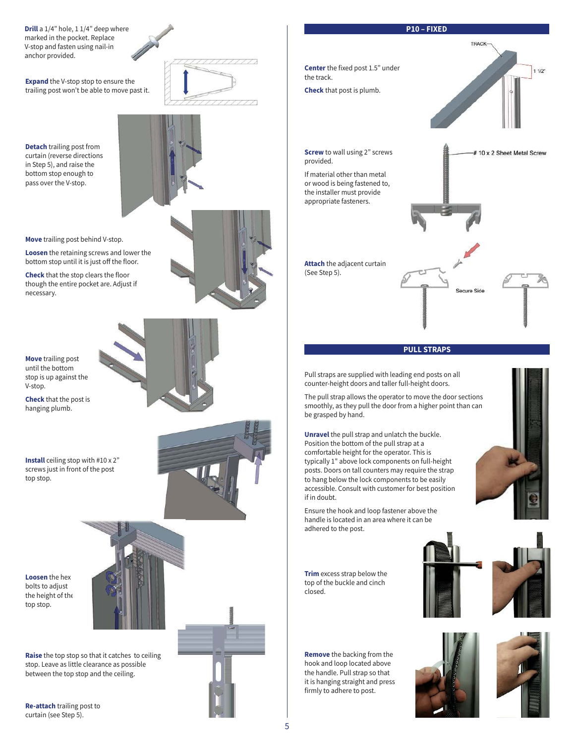**Drill** a 1/4" hole, 1 1/4" deep where marked in the pocket. Replace V-stop and fasten using nail-in anchor provided.

**Expand** the V-stop stop to ensure the trailing post won't be able to move past it.

**Detach** trailing post from curtain (reverse directions in Step 5), and raise the bottom stop enough to pass over the V-stop.

**Move** trailing post behind V-stop.

**Loosen** the retaining screws and lower the bottom stop until it is just off the floor.

**Check** that the stop clears the floor though the entire pocket are. Adjust if necessary.

**Move** trailing post until the bottom stop is up against the V-stop.

**Check** that the post is hanging plumb.

**Install** ceiling stop with #10 x 2" screws just in front of the post top stop.

**Loosen** the hex bolts to adjust the height of the top stop.

**Raise** the top stop so that it catches to ceiling stop. Leave as little clearance as possible between the top stop and the ceiling.

**Re-attach** trailing post to curtain (see Step 5).

## P10 – FIXED

**Center** the fixed post 1.5" under the track.

**Check** that post is plumb.

TRACK

1 1/2"

**Screw** to wall using 2" screws provided.

If material other than metal or wood is being fastened to, the installer must provide appropriate fasteners.

# 10 x 2 Sheet Metal Screw

**Attach** the adjacent curtain (See Step 5).

Secure Side

## PULL STRAPS

Pull straps are supplied with leading end posts on all counter-height doors and taller full-height doors.

The pull strap allows the operator to move the door sections smoothly, as they pull the door from a higher point than can be grasped by hand.

**Unravel** the pull strap and unlatch the buckle. Position the bottom of the pull strap at a comfortable height for the operator. This is typically 1" above lock components on full-height posts. Doors on tall counters may require the strap to hang below the lock components to be easily accessible. Consult with customer for best position if in doubt.

Ensure the hook and loop fastener above the handle is located in an area where it can be adhered to the post.

**Trim** excess strap below the top of the buckle and cinch closed.

**Remove** the backing from the hook and loop located above the handle. Pull strap so that it is hanging straight and press firmly to adhere to post.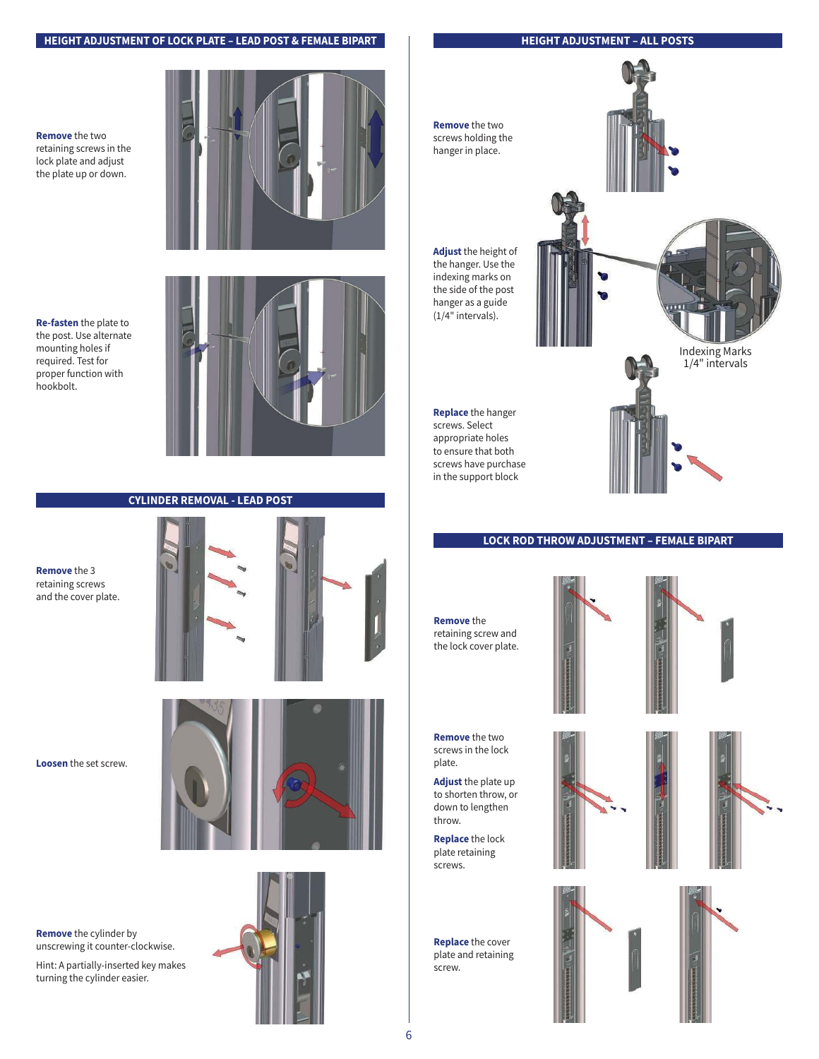## HEIGHT ADJUSTMENT OF LOCK PLATE – LEAD POST & FEMALE BIPART

**Remove** the two retaining screws in the lock plate and adjust the plate up or down.

**Re-fasten** the plate to the post. Use alternate mounting holes if required. Test for proper function with hookbolt.

## CYLINDER REMOVAL - LEAD POST

**Remove** the 3 retaining screws and the cover plate.

**Loosen** the set screw.

**Remove** the cylinder by unscrewing it counter-clockwise.

Hint: A partially-inserted key makes turning the cylinder easier.

## HEIGHT ADJUSTMENT – ALL POSTS

**Remove** the two screws holding the hanger in place.

**Adjust** the height of the hanger. Use the indexing marks on the side of the post hanger as a guide (1/4" intervals).

Indexing Marks 1/4" intervals

**Replace** the hanger screws. Select appropriate holes to ensure that both screws have purchase in the support block

## LOCK ROD THROW ADJUSTMENT – FEMALE BIPART

**Remove** the retaining screw and the lock cover plate.

**Remove** the two screws in the lock plate.

**Adjust** the plate up to shorten throw, or down to lengthen throw.

**Replace** the lock plate retaining screws.

**Replace** the cover plate and retaining screw.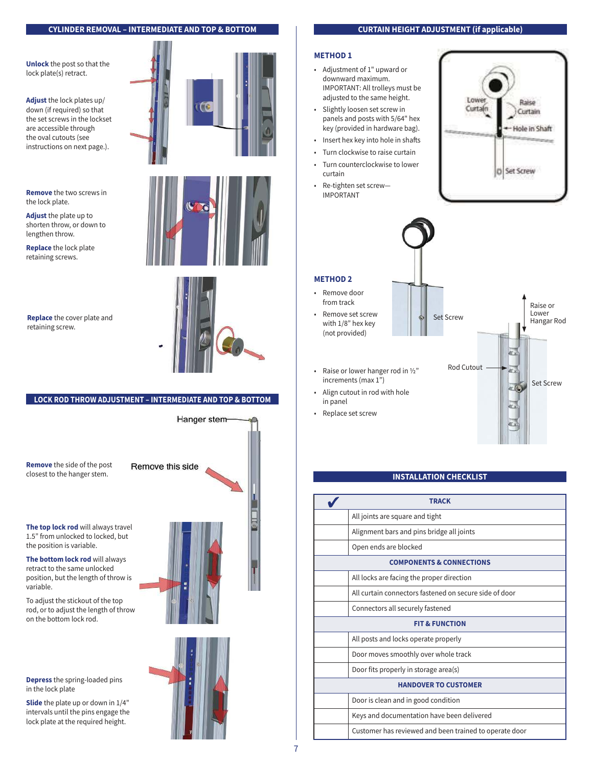## CYLINDER REMOVAL – INTERMEDIATE AND TOP & BOTTOM

**Unlock** the post so that the lock plate(s) retract.

**Adjust** the lock plates up/down (if required) so that the set screws in the lockset are accessible through the oval cutouts (see instructions on next page.).

**Remove** the two screws in the lock plate.

**Adjust** the plate up to shorten throw, or down to lengthen throw.

**Replace** the lock plate retaining screws.

**Replace** the cover plate and retaining screw.

## LOCK ROD THROW ADJUSTMENT – INTERMEDIATE AND TOP & BOTTOM

Hanger stem

Remove this side

**Remove** the side of the post closest to the hanger stem.

**The top lock rod** will always travel 1.5" from unlocked to locked, but the position is variable.

**The bottom lock rod** will always retract to the same unlocked position, but the length of throw is variable.

To adjust the stickout of the top rod, or to adjust the length of throw on the bottom lock rod.

**Depress** the spring-loaded pins in the lock plate

**Slide** the plate up or down in 1/4" intervals until the pins engage the lock plate at the required height.

## CURTAIN HEIGHT ADJUSTMENT (if applicable)

### METHOD 1

- Adjustment of 1" upward or downward maximum. IMPORTANT: All trolleys must be adjusted to the same height.
- Slightly loosen set screw in panels and posts with 5/64" hex key (provided in hardware bag).
- Insert hex key into hole in shafts
- Turn clockwise to raise curtain
- Turn counterclockwise to lower curtain
- Re-tighten set screw—IMPORTANT

Lower Curtain | Raise Curtain | Hole in Shaft | Set Screw

### METHOD 2

- Remove door from track
- Remove set screw with 1/8" hex key (not provided)
- Raise or lower hanger rod in ½" increments (max 1")
- Align cutout in rod with hole in panel
- Replace set screw

Set Screw | Raise or Lower Hangar Rod | Rod Cutout | Set Screw

## INSTALLATION CHECKLIST

| ✔ | TRACK |
|---|---|
| | All joints are square and tight |
| | Alignment bars and pins bridge all joints |
| | Open ends are blocked |
| | **COMPONENTS & CONNECTIONS** |
| | All locks are facing the proper direction |
| | All curtain connectors fastened on secure side of door |
| | Connectors all securely fastened |
| | **FIT & FUNCTION** |
| | All posts and locks operate properly |
| | Door moves smoothly over whole track |
| | Door fits properly in storage area(s) |
| | **HANDOVER TO CUSTOMER** |
| | Door is clean and in good condition |
| | Keys and documentation have been delivered |
| | Customer has reviewed and been trained to operate door |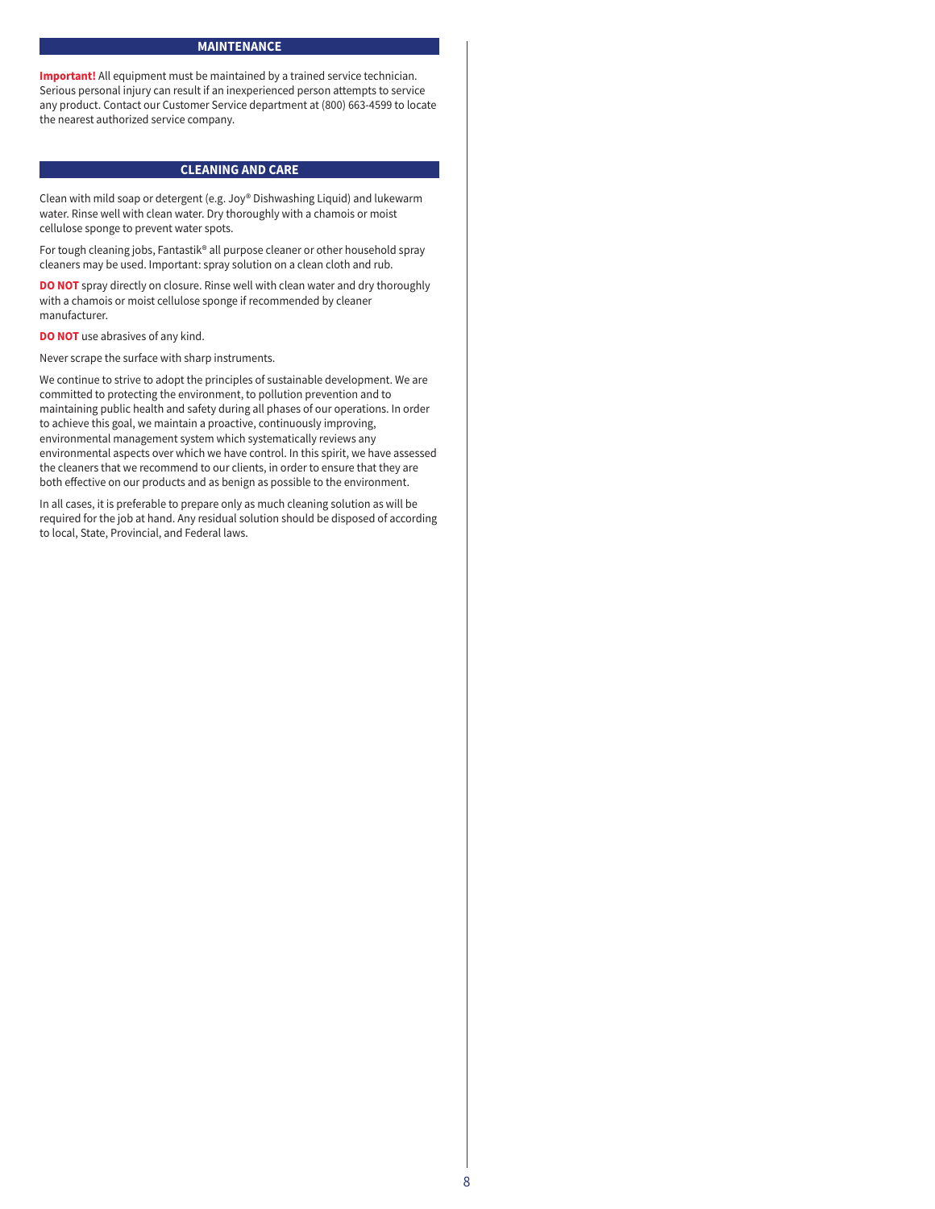## MAINTENANCE

**Important!** All equipment must be maintained by a trained service technician. Serious personal injury can result if an inexperienced person attempts to service any product. Contact our Customer Service department at (800) 663-4599 to locate the nearest authorized service company.

## CLEANING AND CARE

Clean with mild soap or detergent (e.g. Joy® Dishwashing Liquid) and lukewarm water. Rinse well with clean water. Dry thoroughly with a chamois or moist cellulose sponge to prevent water spots.

For tough cleaning jobs, Fantastik® all purpose cleaner or other household spray cleaners may be used. Important: spray solution on a clean cloth and rub.

**DO NOT** spray directly on closure. Rinse well with clean water and dry thoroughly with a chamois or moist cellulose sponge if recommended by cleaner manufacturer.

**DO NOT** use abrasives of any kind.

Never scrape the surface with sharp instruments.

We continue to strive to adopt the principles of sustainable development. We are committed to protecting the environment, to pollution prevention and to maintaining public health and safety during all phases of our operations. In order to achieve this goal, we maintain a proactive, continuously improving, environmental management system which systematically reviews any environmental aspects over which we have control. In this spirit, we have assessed the cleaners that we recommend to our clients, in order to ensure that they are both effective on our products and as benign as possible to the environment.

In all cases, it is preferable to prepare only as much cleaning solution as will be required for the job at hand. Any residual solution should be disposed of according to local, State, Provincial, and Federal laws.